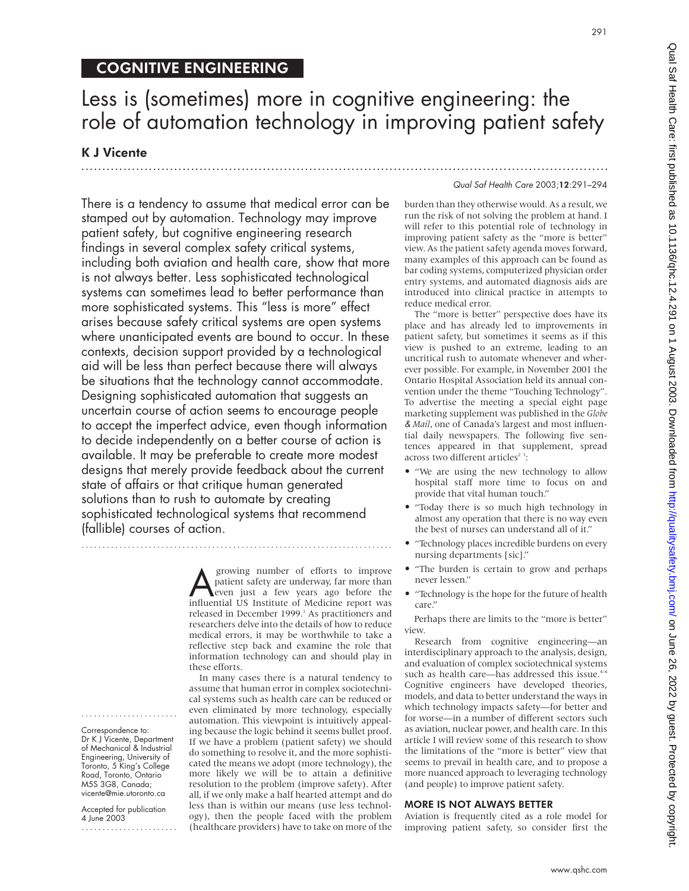COGNITIVE ENGINEERING

# Less is (sometimes) more in cognitive engineering: the role of automation technology in improving patient safety

**K J Vicente**

There is a tendency to assume that medical error can be stamped out by automation. Technology may improve patient safety, but cognitive engineering research findings in several complex safety critical systems, including both aviation and health care, show that more is not always better. Less sophisticated technological systems can sometimes lead to better performance than more sophisticated systems. This "less is more" effect arises because safety critical systems are open systems where unanticipated events are bound to occur. In these contexts, decision support provided by a technological aid will be less than perfect because there will always be situations that the technology cannot accommodate. Designing sophisticated automation that suggests an uncertain course of action seems to encourage people to accept the imperfect advice, even though information to decide independently on a better course of action is available. It may be preferable to create more modest designs that merely provide feedback about the current state of affairs or that critique human generated solutions than to rush to automate by creating sophisticated technological systems that recommend (fallible) courses of action.

A growing number of efforts to improve patient safety are underway, far more than even just a few years ago before the influential US Institute of Medicine report was released in December 1999.[1] As practitioners and researchers delve into the details of how to reduce medical errors, it may be worthwhile to take a reflective step back and examine the role that information technology can and should play in these efforts.

In many cases there is a natural tendency to assume that human error in complex sociotechnical systems such as health care can be reduced or even eliminated by more technology, especially automation. This viewpoint is intuitively appealing because the logic behind it seems bullet proof. If we have a problem (patient safety) we should do something to resolve it, and the more sophisticated the means we adopt (more technology), the more likely we will be to attain a definitive resolution to the problem (improve safety). After all, if we only make a half hearted attempt and do less than is within our means (use less technology), then the people faced with the problem (healthcare providers) have to take on more of the burden than they otherwise would. As a result, we run the risk of not solving the problem at hand. I will refer to this potential role of technology in improving patient safety as the "more is better" view. As the patient safety agenda moves forward, many examples of this approach can be found as bar coding systems, computerized physician order entry systems, and automated diagnosis aids are introduced into clinical practice in attempts to reduce medical error.

The "more is better" perspective does have its place and has already led to improvements in patient safety, but sometimes it seems as if this view is pushed to an extreme, leading to an uncritical rush to automate whenever and wherever possible. For example, in November 2001 the Ontario Hospital Association held its annual convention under the theme "Touching Technology". To advertise the meeting a special eight page marketing supplement was published in the *Globe & Mail*, one of Canada's largest and most influential daily newspapers. The following five sentences appeared in that supplement, spread across two different articles[2,3]:

- "We are using the new technology to allow hospital staff more time to focus on and provide that vital human touch."
- "Today there is so much high technology in almost any operation that there is no way even the best of nurses can understand all of it."
- "Technology places incredible burdens on every nursing departments [sic]."
- "The burden is certain to grow and perhaps never lessen."
- "Technology is the hope for the future of health care."

Perhaps there are limits to the "more is better" view.

Research from cognitive engineering—an interdisciplinary approach to the analysis, design, and evaluation of complex sociotechnical systems such as health care—has addressed this issue.[4-6] Cognitive engineers have developed theories, models, and data to better understand the ways in which technology impacts safety—for better and for worse—in a number of different sectors such as aviation, nuclear power, and health care. In this article I will review some of this research to show the limitations of the "more is better" view that seems to prevail in health care, and to propose a more nuanced approach to leveraging technology (and people) to improve patient safety.

## MORE IS NOT ALWAYS BETTER

Aviation is frequently cited as a role model for improving patient safety, so consider first the

Correspondence to: Dr K J Vicente, Department of Mechanical & Industrial Engineering, University of Toronto, 5 King's College Road, Toronto, Ontario M5S 3G8, Canada; vicente@mie.utoronto.ca

Accepted for publication 4 June 2003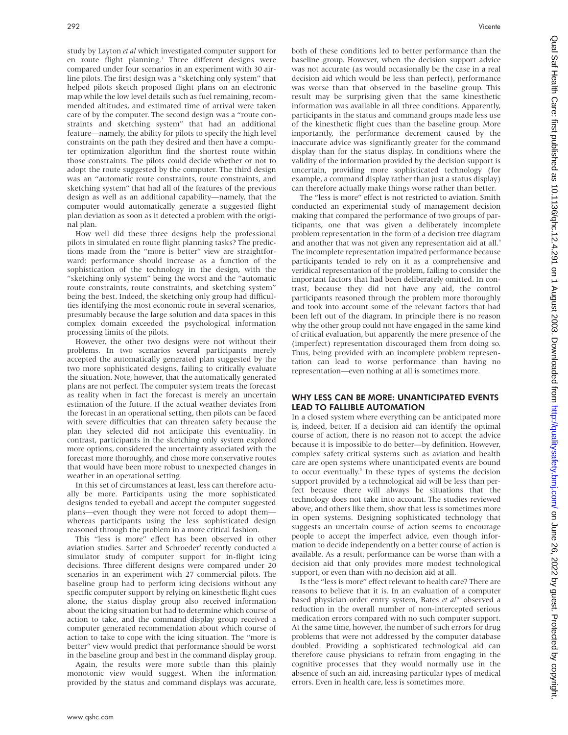study by Layton *et al* which investigated computer support for en route flight planning.[7] Three different designs were compared under four scenarios in an experiment with 30 airline pilots. The first design was a "sketching only system" that helped pilots sketch proposed flight plans on an electronic map while the low level details such as fuel remaining, recommended altitudes, and estimated time of arrival were taken care of by the computer. The second design was a "route constraints and sketching system" that had an additional feature—namely, the ability for pilots to specify the high level constraints on the path they desired and then have a computer optimization algorithm find the shortest route within those constraints. The pilots could decide whether or not to adopt the route suggested by the computer. The third design was an "automatic route constraints, route constraints, and sketching system" that had all of the features of the previous design as well as an additional capability—namely, that the computer would automatically generate a suggested flight plan deviation as soon as it detected a problem with the original plan.

How well did these three designs help the professional pilots in simulated en route flight planning tasks? The predictions made from the "more is better" view are straightforward: performance should increase as a function of the sophistication of the technology in the design, with the "sketching only system" being the worst and the "automatic route constraints, route constraints, and sketching system" being the best. Indeed, the sketching only group had difficulties identifying the most economic route in several scenarios, presumably because the large solution and data spaces in this complex domain exceeded the psychological information processing limits of the pilots.

However, the other two designs were not without their problems. In two scenarios several participants merely accepted the automatically generated plan suggested by the two more sophisticated designs, failing to critically evaluate the situation. Note, however, that the automatically generated plans are not perfect. The computer system treats the forecast as reality when in fact the forecast is merely an uncertain estimation of the future. If the actual weather deviates from the forecast in an operational setting, then pilots can be faced with severe difficulties that can threaten safety because the plan they selected did not anticipate this eventuality. In contrast, participants in the sketching only system explored more options, considered the uncertainty associated with the forecast more thoroughly, and chose more conservative routes that would have been more robust to unexpected changes in weather in an operational setting.

In this set of circumstances at least, less can therefore actually be more. Participants using the more sophisticated designs tended to eyeball and accept the computer suggested plans—even though they were not forced to adopt them—whereas participants using the less sophisticated design reasoned through the problem in a more critical fashion.

This "less is more" effect has been observed in other aviation studies. Sarter and Schroeder[8] recently conducted a simulator study of computer support for in-flight icing decisions. Three different designs were compared under 20 scenarios in an experiment with 27 commercial pilots. The baseline group had to perform icing decisions without any specific computer support by relying on kinesthetic flight cues alone, the status display group also received information about the icing situation but had to determine which course of action to take, and the command display group received a computer generated recommendation about which course of action to take to cope with the icing situation. The "more is better" view would predict that performance should be worst in the baseline group and best in the command display group.

Again, the results were more subtle than this plainly monotonic view would suggest. When the information provided by the status and command displays was accurate, both of these conditions led to better performance than the baseline group. However, when the decision support advice was not accurate (as would occasionally be the case in a real decision aid which would be less than perfect), performance was worse than that observed in the baseline group. This result may be surprising given that the same kinesthetic information was available in all three conditions. Apparently, participants in the status and command groups made less use of the kinesthetic flight cues than the baseline group. More importantly, the performance decrement caused by the inaccurate advice was significantly greater for the command display than for the status display. In conditions where the validity of the information provided by the decision support is uncertain, providing more sophisticated technology (for example, a command display rather than just a status display) can therefore actually make things worse rather than better.

The "less is more" effect is not restricted to aviation. Smith conducted an experimental study of management decision making that compared the performance of two groups of participants, one that was given a deliberately incomplete problem representation in the form of a decision tree diagram and another that was not given any representation aid at all.[9] The incomplete representation impaired performance because participants tended to rely on it as a comprehensive and veridical representation of the problem, failing to consider the important factors that had been deliberately omitted. In contrast, because they did not have any aid, the control participants reasoned through the problem more thoroughly and took into account some of the relevant factors that had been left out of the diagram. In principle there is no reason why the other group could not have engaged in the same kind of critical evaluation, but apparently the mere presence of the (imperfect) representation discouraged them from doing so. Thus, being provided with an incomplete problem representation can lead to worse performance than having no representation—even nothing at all is sometimes more.

## WHY LESS CAN BE MORE: UNANTICIPATED EVENTS LEAD TO FALLIBLE AUTOMATION

In a closed system where everything can be anticipated more is, indeed, better. If a decision aid can identify the optimal course of action, there is no reason not to accept the advice because it is impossible to do better—by definition. However, complex safety critical systems such as aviation and health care are open systems where unanticipated events are bound to occur eventually.[5] In these types of systems the decision support provided by a technological aid will be less than perfect because there will always be situations that the technology does not take into account. The studies reviewed above, and others like them, show that less is sometimes more in open systems. Designing sophisticated technology that suggests an uncertain course of action seems to encourage people to accept the imperfect advice, even though information to decide independently on a better course of action is available. As a result, performance can be worse than with a decision aid that only provides more modest technological support, or even than with no decision aid at all.

Is the "less is more" effect relevant to health care? There are reasons to believe that it is. In an evaluation of a computer based physician order entry system, Bates *et al*[10] observed a reduction in the overall number of non-intercepted serious medication errors compared with no such computer support. At the same time, however, the number of such errors for drug problems that were not addressed by the computer database doubled. Providing a sophisticated technological aid can therefore cause physicians to refrain from engaging in the cognitive processes that they would normally use in the absence of such an aid, increasing particular types of medical errors. Even in health care, less is sometimes more.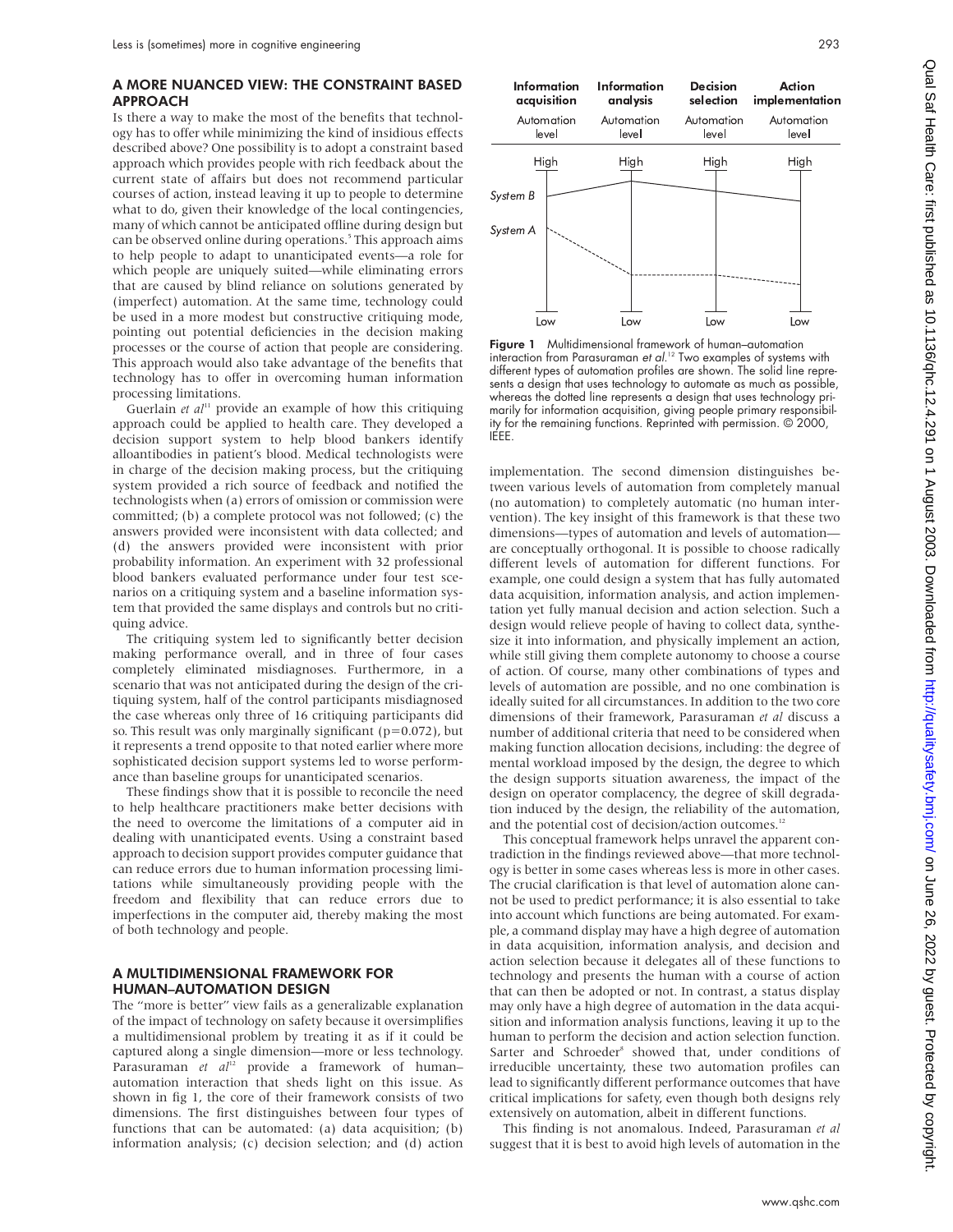## A MORE NUANCED VIEW: THE CONSTRAINT BASED APPROACH

Is there a way to make the most of the benefits that technology has to offer while minimizing the kind of insidious effects described above? One possibility is to adopt a constraint based approach which provides people with rich feedback about the current state of affairs but does not recommend particular courses of action, instead leaving it up to people to determine what to do, given their knowledge of the local contingencies, many of which cannot be anticipated offline during design but can be observed online during operations.[5] This approach aims to help people to adapt to unanticipated events—a role for which people are uniquely suited—while eliminating errors that are caused by blind reliance on solutions generated by (imperfect) automation. At the same time, technology could be used in a more modest but constructive critiquing mode, pointing out potential deficiencies in the decision making processes or the course of action that people are considering. This approach would also take advantage of the benefits that technology has to offer in overcoming human information processing limitations.

Guerlain *et al*[11] provide an example of how this critiquing approach could be applied to health care. They developed a decision support system to help blood bankers identify alloantibodies in patient's blood. Medical technologists were in charge of the decision making process, but the critiquing system provided a rich source of feedback and notified the technologists when (a) errors of omission or commission were committed; (b) a complete protocol was not followed; (c) the answers provided were inconsistent with data collected; and (d) the answers provided were inconsistent with prior probability information. An experiment with 32 professional blood bankers evaluated performance under four test scenarios on a critiquing system and a baseline information system that provided the same displays and controls but no critiquing advice.

The critiquing system led to significantly better decision making performance overall, and in three of four cases completely eliminated misdiagnoses. Furthermore, in a scenario that was not anticipated during the design of the critiquing system, half of the control participants misdiagnosed the case whereas only three of 16 critiquing participants did so. This result was only marginally significant ($p=0.072$), but it represents a trend opposite to that noted earlier where more sophisticated decision support systems led to worse performance than baseline groups for unanticipated scenarios.

These findings show that it is possible to reconcile the need to help healthcare practitioners make better decisions with the need to overcome the limitations of a computer aid in dealing with unanticipated events. Using a constraint based approach to decision support provides computer guidance that can reduce errors due to human information processing limitations while simultaneously providing people with the freedom and flexibility that can reduce errors due to imperfections in the computer aid, thereby making the most of both technology and people.

## A MULTIDIMENSIONAL FRAMEWORK FOR HUMAN–AUTOMATION DESIGN

The "more is better" view fails as a generalizable explanation of the impact of technology on safety because it oversimplifies a multidimensional problem by treating it as if it could be captured along a single dimension—more or less technology. Parasuraman *et al*[12] provide a framework of human–automation interaction that sheds light on this issue. As shown in fig 1, the core of their framework consists of two dimensions. The first distinguishes between four types of functions that can be automated: (a) data acquisition; (b) information analysis; (c) decision selection; and (d) action implementation. The second dimension distinguishes between various levels of automation from completely manual (no automation) to completely automatic (no human intervention). The key insight of this framework is that these two dimensions—types of automation and levels of automation—are conceptually orthogonal. It is possible to choose radically different levels of automation for different functions. For example, one could design a system that has fully automated data acquisition, information analysis, and action implementation yet fully manual decision and action selection. Such a design would relieve people of having to collect data, synthesize it into information, and physically implement an action, while still giving them complete autonomy to choose a course of action. Of course, many other combinations of types and levels of automation are possible, and no one combination is ideally suited for all circumstances. In addition to the two core dimensions of their framework, Parasuraman *et al* discuss a number of additional criteria that need to be considered when making function allocation decisions, including: the degree of mental workload imposed by the design, the degree to which the design supports situation awareness, the impact of the design on operator complacency, the degree of skill degradation induced by the design, the reliability of the automation, and the potential cost of decision/action outcomes.[12]

Information acquisition
Automation level
Information analysis
Automation level
Decision selection
Automation level
Action implementation
Automation level
High
Low
System B
System A

**Figure 1** Multidimensional framework of human–automation interaction from Parasuraman *et al*.[12] Two examples of systems with different types of automation profiles are shown. The solid line represents a design that uses technology to automate as much as possible, whereas the dotted line represents a design that uses technology primarily for information acquisition, giving people primary responsibility for the remaining functions. Reprinted with permission. © 2000, IEEE.

This conceptual framework helps unravel the apparent contradiction in the findings reviewed above—that more technology is better in some cases whereas less is more in other cases. The crucial clarification is that level of automation alone cannot be used to predict performance; it is also essential to take into account which functions are being automated. For example, a command display may have a high degree of automation in data acquisition, information analysis, and decision and action selection because it delegates all of these functions to technology and presents the human with a course of action that can then be adopted or not. In contrast, a status display may only have a high degree of automation in the data acquisition and information analysis functions, leaving it up to the human to perform the decision and action selection function. Sarter and Schroeder[8] showed that, under conditions of irreducible uncertainty, these two automation profiles can lead to significantly different performance outcomes that have critical implications for safety, even though both designs rely extensively on automation, albeit in different functions.

This finding is not anomalous. Indeed, Parasuraman *et al* suggest that it is best to avoid high levels of automation in the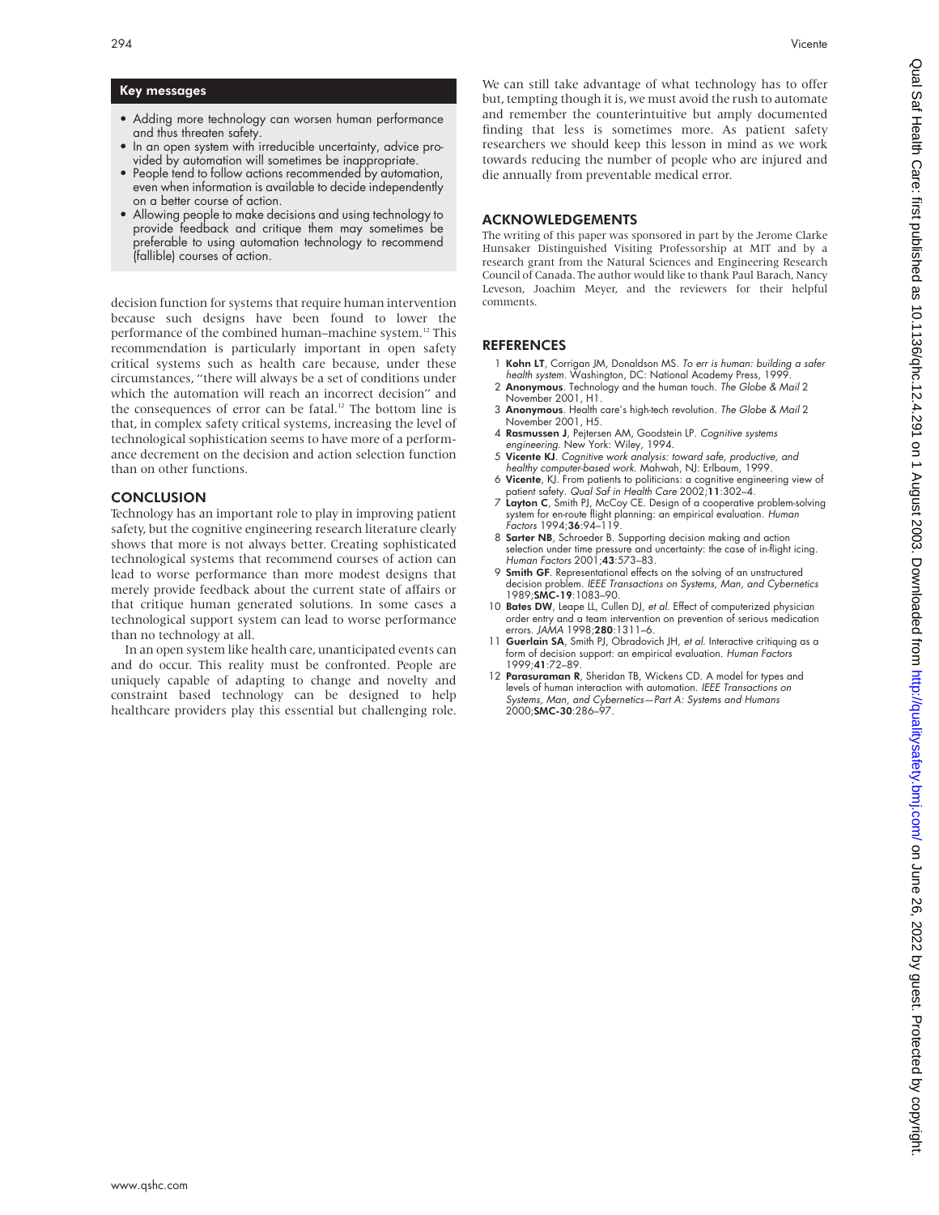### Key messages

- Adding more technology can worsen human performance and thus threaten safety.
- In an open system with irreducible uncertainty, advice provided by automation will sometimes be inappropriate.
- People tend to follow actions recommended by automation, even when information is available to decide independently on a better course of action.
- Allowing people to make decisions and using technology to provide feedback and critique them may sometimes be preferable to using automation technology to recommend (fallible) courses of action.

decision function for systems that require human intervention because such designs have been found to lower the performance of the combined human–machine system.[12] This recommendation is particularly important in open safety critical systems such as health care because, under these circumstances, "there will always be a set of conditions under which the automation will reach an incorrect decision" and the consequences of error can be fatal.[12] The bottom line is that, in complex safety critical systems, increasing the level of technological sophistication seems to have more of a performance decrement on the decision and action selection function than on other functions.

## CONCLUSION

Technology has an important role to play in improving patient safety, but the cognitive engineering research literature clearly shows that more is not always better. Creating sophisticated technological systems that recommend courses of action can lead to worse performance than more modest designs that merely provide feedback about the current state of affairs or that critique human generated solutions. In some cases a technological support system can lead to worse performance than no technology at all.

In an open system like health care, unanticipated events can and do occur. This reality must be confronted. People are uniquely capable of adapting to change and novelty and constraint based technology can be designed to help healthcare providers play this essential but challenging role. We can still take advantage of what technology has to offer but, tempting though it is, we must avoid the rush to automate and remember the counterintuitive but amply documented finding that less is sometimes more. As patient safety researchers we should keep this lesson in mind as we work towards reducing the number of people who are injured and die annually from preventable medical error.

## ACKNOWLEDGEMENTS

The writing of this paper was sponsored in part by the Jerome Clarke Hunsaker Distinguished Visiting Professorship at MIT and by a research grant from the Natural Sciences and Engineering Research Council of Canada. The author would like to thank Paul Barach, Nancy Leveson, Joachim Meyer, and the reviewers for their helpful comments.

## REFERENCES

1. **Kohn LT**, Corrigan JM, Donaldson MS. *To err is human: building a safer health system*. Washington, DC: National Academy Press, 1999.
2. **Anonymous**. Technology and the human touch. *The Globe & Mail* 2 November 2001, H1.
3. **Anonymous**. Health care's high-tech revolution. *The Globe & Mail* 2 November 2001, H5.
4. **Rasmussen J**, Pejtersen AM, Goodstein LP. *Cognitive systems engineering*. New York: Wiley, 1994.
5. **Vicente KJ**. *Cognitive work analysis: toward safe, productive, and healthy computer-based work*. Mahwah, NJ: Erlbaum, 1999.
6. **Vicente**, KJ. From patients to politicians: a cognitive engineering view of patient safety. *Qual Saf in Health Care* 2002;**11**:302–4.
7. **Layton C**, Smith PJ, McCoy CE. Design of a cooperative problem-solving system for en-route flight planning: an empirical evaluation. *Human Factors* 1994;**36**:94–119.
8. **Sarter NB**, Schroeder B. Supporting decision making and action selection under time pressure and uncertainty: the case of in-flight icing. *Human Factors* 2001;**43**:573–83.
9. **Smith GF**. Representational effects on the solving of an unstructured decision problem. *IEEE Transactions on Systems, Man, and Cybernetics* 1989;**SMC-19**:1083–90.
10. **Bates DW**, Leape LL, Cullen DJ, *et al*. Effect of computerized physician order entry and a team intervention on prevention of serious medication errors. *JAMA* 1998;**280**:1311–6.
11. **Guerlain SA**, Smith PJ, Obradovich JH, *et al*. Interactive critiquing as a form of decision support: an empirical evaluation. *Human Factors* 1999;**41**:72–89.
12. **Parasuraman R**, Sheridan TB, Wickens CD. A model for types and levels of human interaction with automation. *IEEE Transactions on Systems, Man, and Cybernetics—Part A: Systems and Humans* 2000;**SMC-30**:286–97.